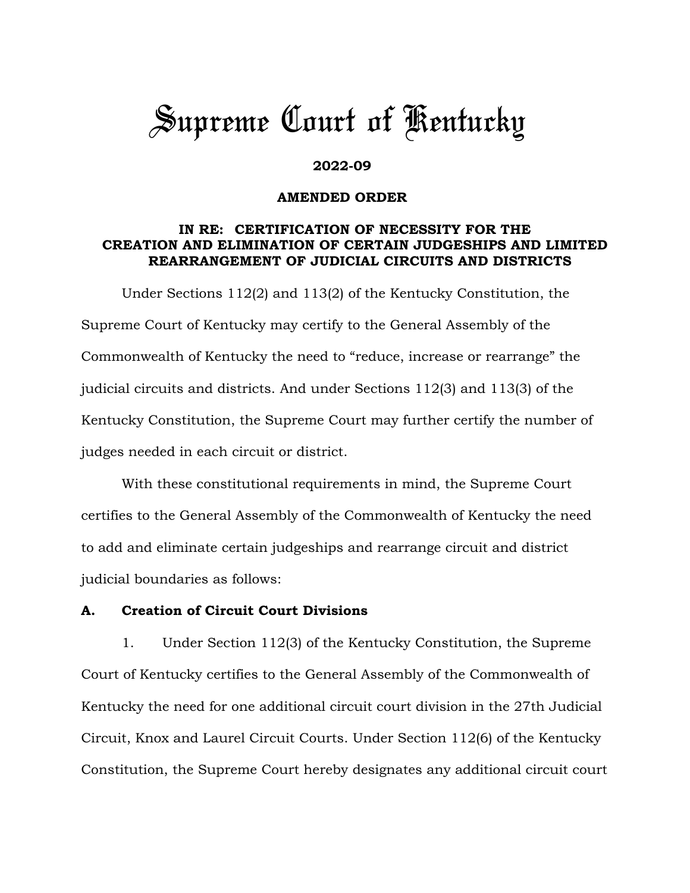# Supreme Court of Kentucky

**2022-09**

**AMENDED ORDER**

**IN RE: CERTIFICATION OF NECESSITY FOR THE CREATION AND ELIMINATION OF CERTAIN JUDGESHIPS AND LIMITED REARRANGEMENT OF JUDICIAL CIRCUITS AND DISTRICTS**

Under Sections 112(2) and 113(2) of the Kentucky Constitution, the Supreme Court of Kentucky may certify to the General Assembly of the Commonwealth of Kentucky the need to "reduce, increase or rearrange" the judicial circuits and districts. And under Sections 112(3) and 113(3) of the Kentucky Constitution, the Supreme Court may further certify the number of judges needed in each circuit or district.

With these constitutional requirements in mind, the Supreme Court certifies to the General Assembly of the Commonwealth of Kentucky the need to add and eliminate certain judgeships and rearrange circuit and district judicial boundaries as follows:

## A. Creation of Circuit Court Divisions

1. Under Section 112(3) of the Kentucky Constitution, the Supreme Court of Kentucky certifies to the General Assembly of the Commonwealth of Kentucky the need for one additional circuit court division in the 27th Judicial Circuit, Knox and Laurel Circuit Courts. Under Section 112(6) of the Kentucky Constitution, the Supreme Court hereby designates any additional circuit court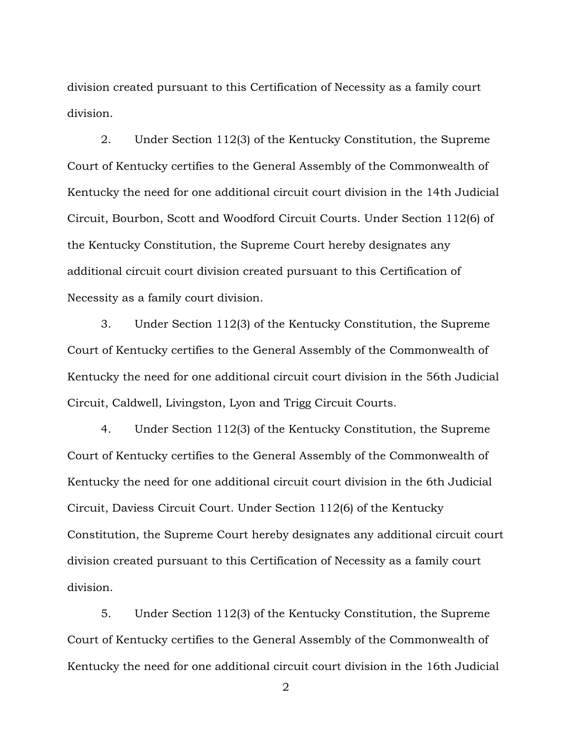division created pursuant to this Certification of Necessity as a family court division.

2. Under Section 112(3) of the Kentucky Constitution, the Supreme Court of Kentucky certifies to the General Assembly of the Commonwealth of Kentucky the need for one additional circuit court division in the 14th Judicial Circuit, Bourbon, Scott and Woodford Circuit Courts. Under Section 112(6) of the Kentucky Constitution, the Supreme Court hereby designates any additional circuit court division created pursuant to this Certification of Necessity as a family court division.

3. Under Section 112(3) of the Kentucky Constitution, the Supreme Court of Kentucky certifies to the General Assembly of the Commonwealth of Kentucky the need for one additional circuit court division in the 56th Judicial Circuit, Caldwell, Livingston, Lyon and Trigg Circuit Courts.

4. Under Section 112(3) of the Kentucky Constitution, the Supreme Court of Kentucky certifies to the General Assembly of the Commonwealth of Kentucky the need for one additional circuit court division in the 6th Judicial Circuit, Daviess Circuit Court. Under Section 112(6) of the Kentucky Constitution, the Supreme Court hereby designates any additional circuit court division created pursuant to this Certification of Necessity as a family court division.

5. Under Section 112(3) of the Kentucky Constitution, the Supreme Court of Kentucky certifies to the General Assembly of the Commonwealth of Kentucky the need for one additional circuit court division in the 16th Judicial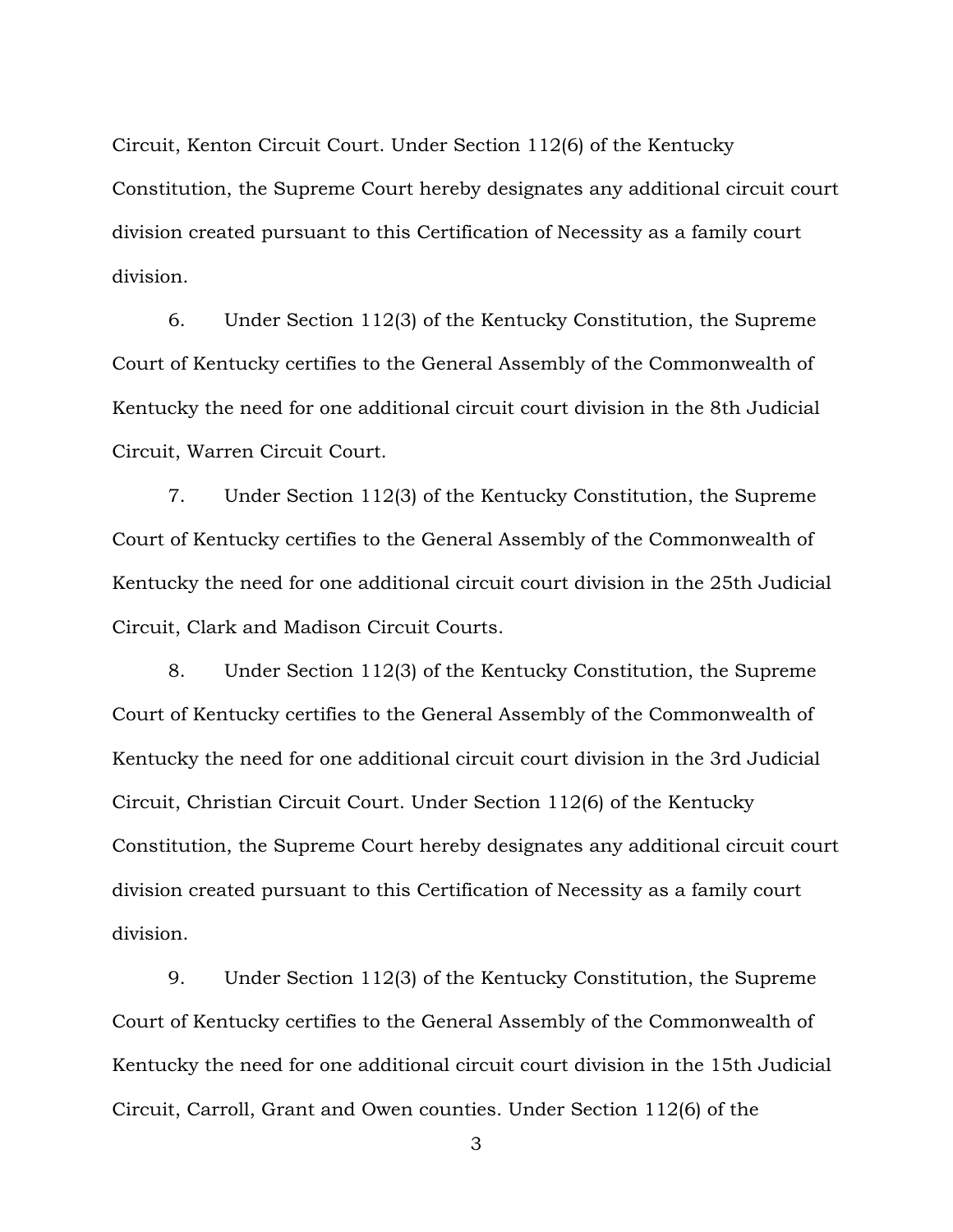Circuit, Kenton Circuit Court. Under Section 112(6) of the Kentucky Constitution, the Supreme Court hereby designates any additional circuit court division created pursuant to this Certification of Necessity as a family court division.

6. Under Section 112(3) of the Kentucky Constitution, the Supreme Court of Kentucky certifies to the General Assembly of the Commonwealth of Kentucky the need for one additional circuit court division in the 8th Judicial Circuit, Warren Circuit Court.

7. Under Section 112(3) of the Kentucky Constitution, the Supreme Court of Kentucky certifies to the General Assembly of the Commonwealth of Kentucky the need for one additional circuit court division in the 25th Judicial Circuit, Clark and Madison Circuit Courts.

8. Under Section 112(3) of the Kentucky Constitution, the Supreme Court of Kentucky certifies to the General Assembly of the Commonwealth of Kentucky the need for one additional circuit court division in the 3rd Judicial Circuit, Christian Circuit Court. Under Section 112(6) of the Kentucky Constitution, the Supreme Court hereby designates any additional circuit court division created pursuant to this Certification of Necessity as a family court division.

9. Under Section 112(3) of the Kentucky Constitution, the Supreme Court of Kentucky certifies to the General Assembly of the Commonwealth of Kentucky the need for one additional circuit court division in the 15th Judicial Circuit, Carroll, Grant and Owen counties. Under Section 112(6) of the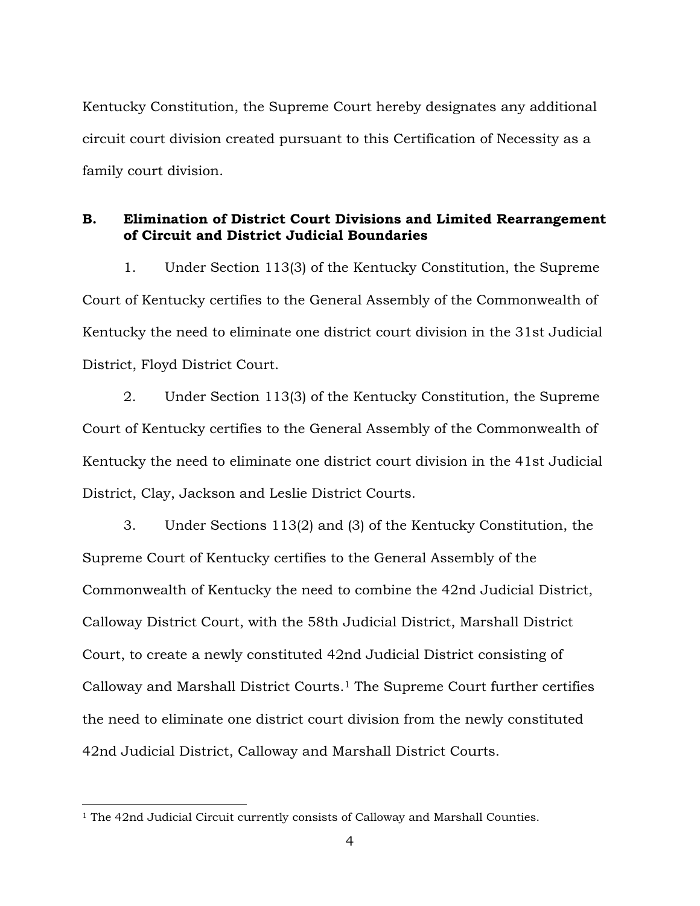Kentucky Constitution, the Supreme Court hereby designates any additional circuit court division created pursuant to this Certification of Necessity as a family court division.

### B. Elimination of District Court Divisions and Limited Rearrangement of Circuit and District Judicial Boundaries

1. Under Section 113(3) of the Kentucky Constitution, the Supreme Court of Kentucky certifies to the General Assembly of the Commonwealth of Kentucky the need to eliminate one district court division in the 31st Judicial District, Floyd District Court.

2. Under Section 113(3) of the Kentucky Constitution, the Supreme Court of Kentucky certifies to the General Assembly of the Commonwealth of Kentucky the need to eliminate one district court division in the 41st Judicial District, Clay, Jackson and Leslie District Courts.

3. Under Sections 113(2) and (3) of the Kentucky Constitution, the Supreme Court of Kentucky certifies to the General Assembly of the Commonwealth of Kentucky the need to combine the 42nd Judicial District, Calloway District Court, with the 58th Judicial District, Marshall District Court, to create a newly constituted 42nd Judicial District consisting of Calloway and Marshall District Courts.[1] The Supreme Court further certifies the need to eliminate one district court division from the newly constituted 42nd Judicial District, Calloway and Marshall District Courts.

---

[1] The 42nd Judicial Circuit currently consists of Calloway and Marshall Counties.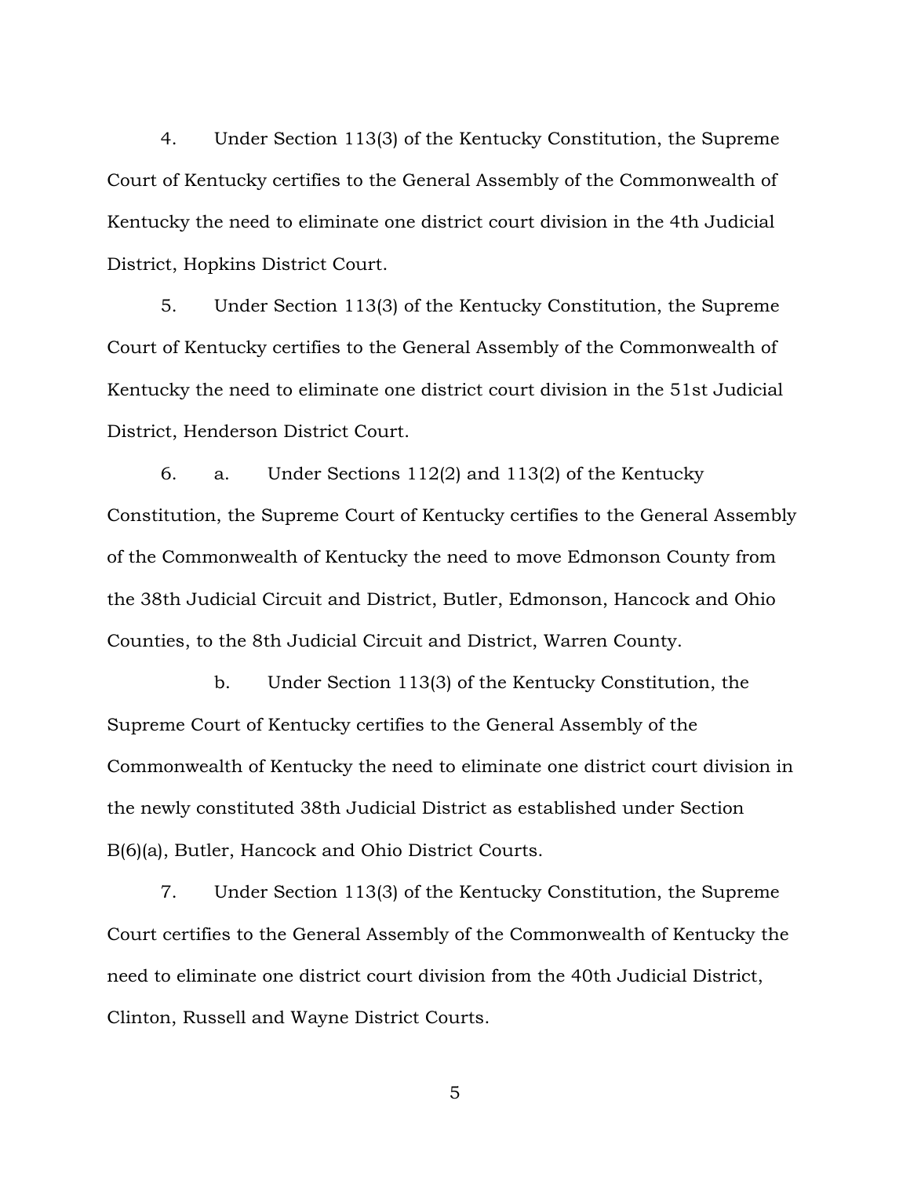4. Under Section 113(3) of the Kentucky Constitution, the Supreme Court of Kentucky certifies to the General Assembly of the Commonwealth of Kentucky the need to eliminate one district court division in the 4th Judicial District, Hopkins District Court.

5. Under Section 113(3) of the Kentucky Constitution, the Supreme Court of Kentucky certifies to the General Assembly of the Commonwealth of Kentucky the need to eliminate one district court division in the 51st Judicial District, Henderson District Court.

6. a. Under Sections 112(2) and 113(2) of the Kentucky Constitution, the Supreme Court of Kentucky certifies to the General Assembly of the Commonwealth of Kentucky the need to move Edmonson County from the 38th Judicial Circuit and District, Butler, Edmonson, Hancock and Ohio Counties, to the 8th Judicial Circuit and District, Warren County.

b. Under Section 113(3) of the Kentucky Constitution, the Supreme Court of Kentucky certifies to the General Assembly of the Commonwealth of Kentucky the need to eliminate one district court division in the newly constituted 38th Judicial District as established under Section B(6)(a), Butler, Hancock and Ohio District Courts.

7. Under Section 113(3) of the Kentucky Constitution, the Supreme Court certifies to the General Assembly of the Commonwealth of Kentucky the need to eliminate one district court division from the 40th Judicial District, Clinton, Russell and Wayne District Courts.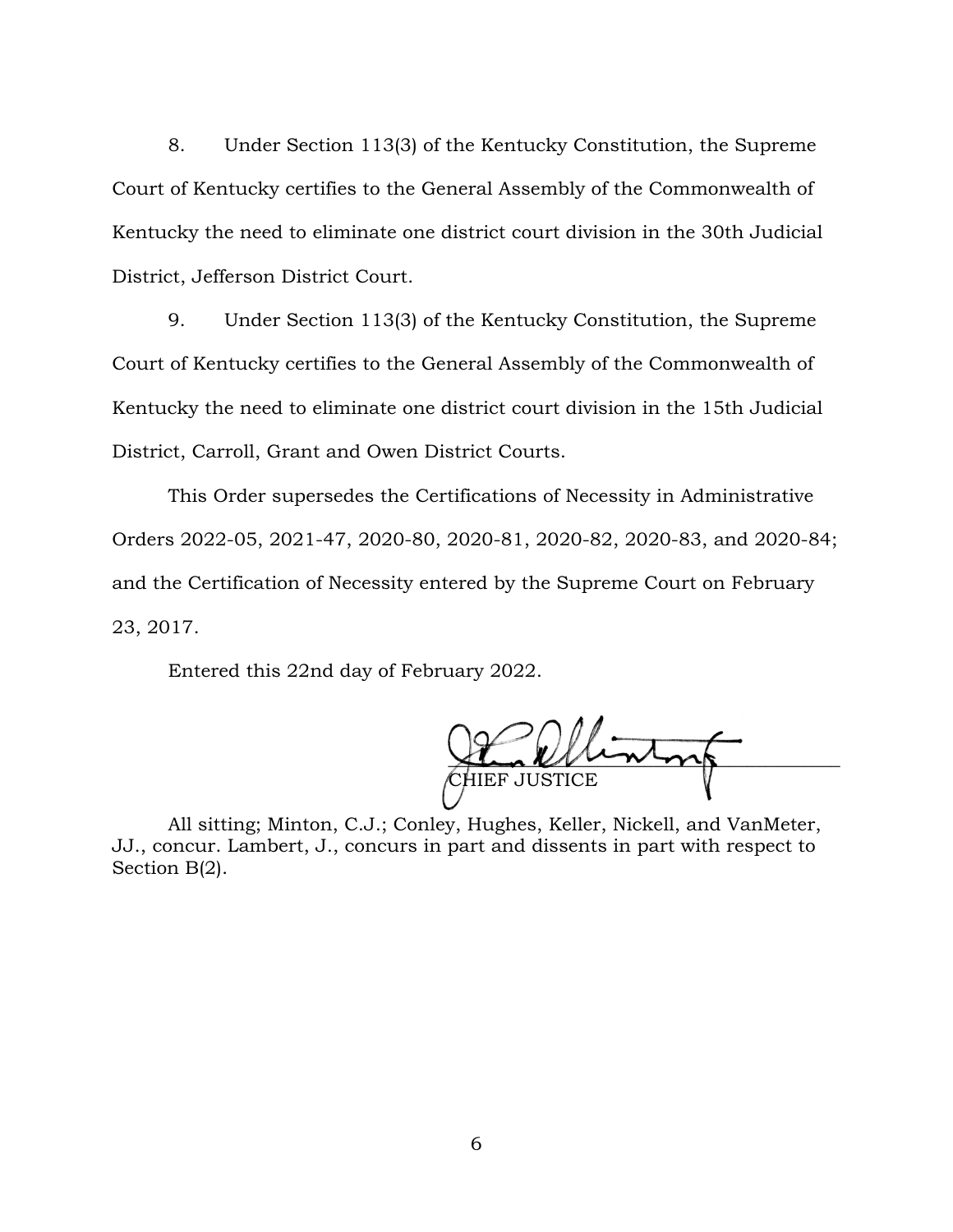8. Under Section 113(3) of the Kentucky Constitution, the Supreme Court of Kentucky certifies to the General Assembly of the Commonwealth of Kentucky the need to eliminate one district court division in the 30th Judicial District, Jefferson District Court.

9. Under Section 113(3) of the Kentucky Constitution, the Supreme Court of Kentucky certifies to the General Assembly of the Commonwealth of Kentucky the need to eliminate one district court division in the 15th Judicial District, Carroll, Grant and Owen District Courts.

This Order supersedes the Certifications of Necessity in Administrative Orders 2022-05, 2021-47, 2020-80, 2020-81, 2020-82, 2020-83, and 2020-84; and the Certification of Necessity entered by the Supreme Court on February 23, 2017.

Entered this 22nd day of February 2022.

CHIEF JUSTICE

All sitting; Minton, C.J.; Conley, Hughes, Keller, Nickell, and VanMeter, JJ., concur. Lambert, J., concurs in part and dissents in part with respect to Section B(2).